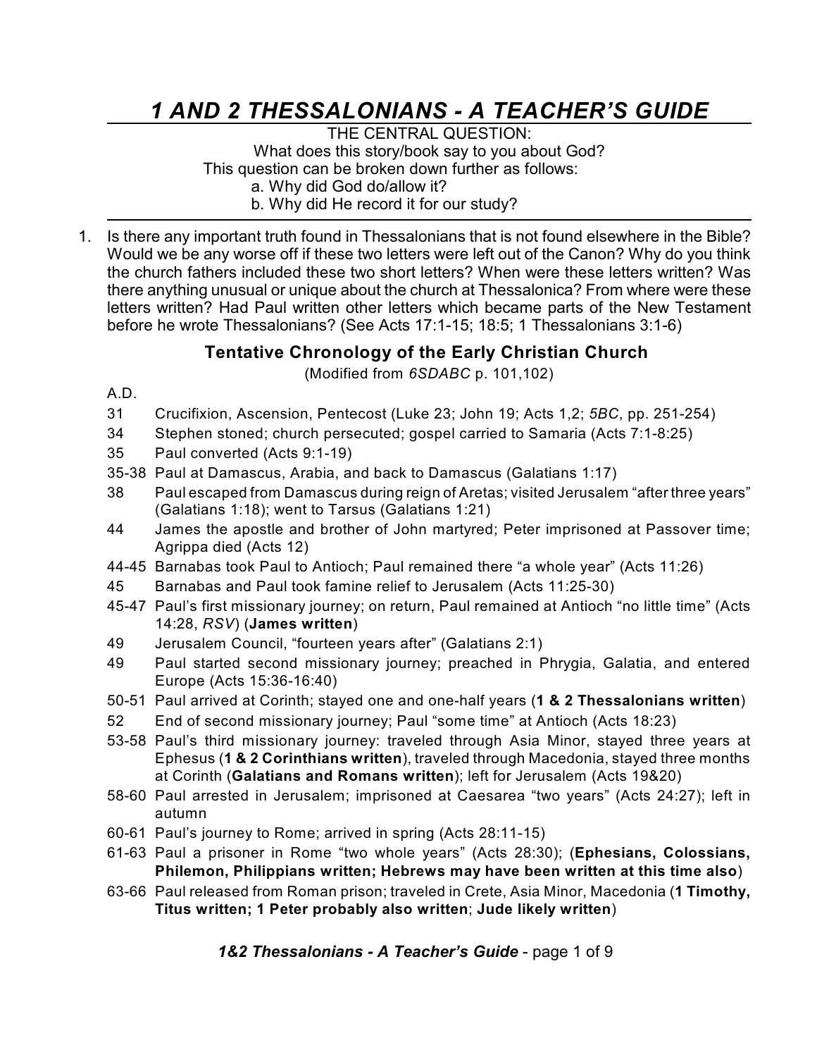# *1 AND 2 THESSALONIANS - A TEACHER'S GUIDE*

THE CENTRAL QUESTION:
What does this story/book say to you about God?
This question can be broken down further as follows:
a. Why did God do/allow it?
b. Why did He record it for our study?

1. Is there any important truth found in Thessalonians that is not found elsewhere in the Bible? Would we be any worse off if these two letters were left out of the Canon? Why do you think the church fathers included these two short letters? When were these letters written? Was there anything unusual or unique about the church at Thessalonica? From where were these letters written? Had Paul written other letters which became parts of the New Testament before he wrote Thessalonians? (See Acts 17:1-15; 18:5; 1 Thessalonians 3:1-6)

## Tentative Chronology of the Early Christian Church

(Modified from *6SDABC* p. 101,102)

| A.D. | |
|---|---|
| 31 | Crucifixion, Ascension, Pentecost (Luke 23; John 19; Acts 1,2; *5BC*, pp. 251-254) |
| 34 | Stephen stoned; church persecuted; gospel carried to Samaria (Acts 7:1-8:25) |
| 35 | Paul converted (Acts 9:1-19) |
| 35-38 | Paul at Damascus, Arabia, and back to Damascus (Galatians 1:17) |
| 38 | Paul escaped from Damascus during reign of Aretas; visited Jerusalem "after three years" (Galatians 1:18); went to Tarsus (Galatians 1:21) |
| 44 | James the apostle and brother of John martyred; Peter imprisoned at Passover time; Agrippa died (Acts 12) |
| 44-45 | Barnabas took Paul to Antioch; Paul remained there "a whole year" (Acts 11:26) |
| 45 | Barnabas and Paul took famine relief to Jerusalem (Acts 11:25-30) |
| 45-47 | Paul's first missionary journey; on return, Paul remained at Antioch "no little time" (Acts 14:28, *RSV*) (**James written**) |
| 49 | Jerusalem Council, "fourteen years after" (Galatians 2:1) |
| 49 | Paul started second missionary journey; preached in Phrygia, Galatia, and entered Europe (Acts 15:36-16:40) |
| 50-51 | Paul arrived at Corinth; stayed one and one-half years (**1 & 2 Thessalonians written**) |
| 52 | End of second missionary journey; Paul "some time" at Antioch (Acts 18:23) |
| 53-58 | Paul's third missionary journey: traveled through Asia Minor, stayed three years at Ephesus (**1 & 2 Corinthians written**), traveled through Macedonia, stayed three months at Corinth (**Galatians and Romans written**); left for Jerusalem (Acts 19&20) |
| 58-60 | Paul arrested in Jerusalem; imprisoned at Caesarea "two years" (Acts 24:27); left in autumn |
| 60-61 | Paul's journey to Rome; arrived in spring (Acts 28:11-15) |
| 61-63 | Paul a prisoner in Rome "two whole years" (Acts 28:30); (**Ephesians, Colossians, Philemon, Philippians written; Hebrews may have been written at this time also**) |
| 63-66 | Paul released from Roman prison; traveled in Crete, Asia Minor, Macedonia (**1 Timothy, Titus written; 1 Peter probably also written**; **Jude likely written**) |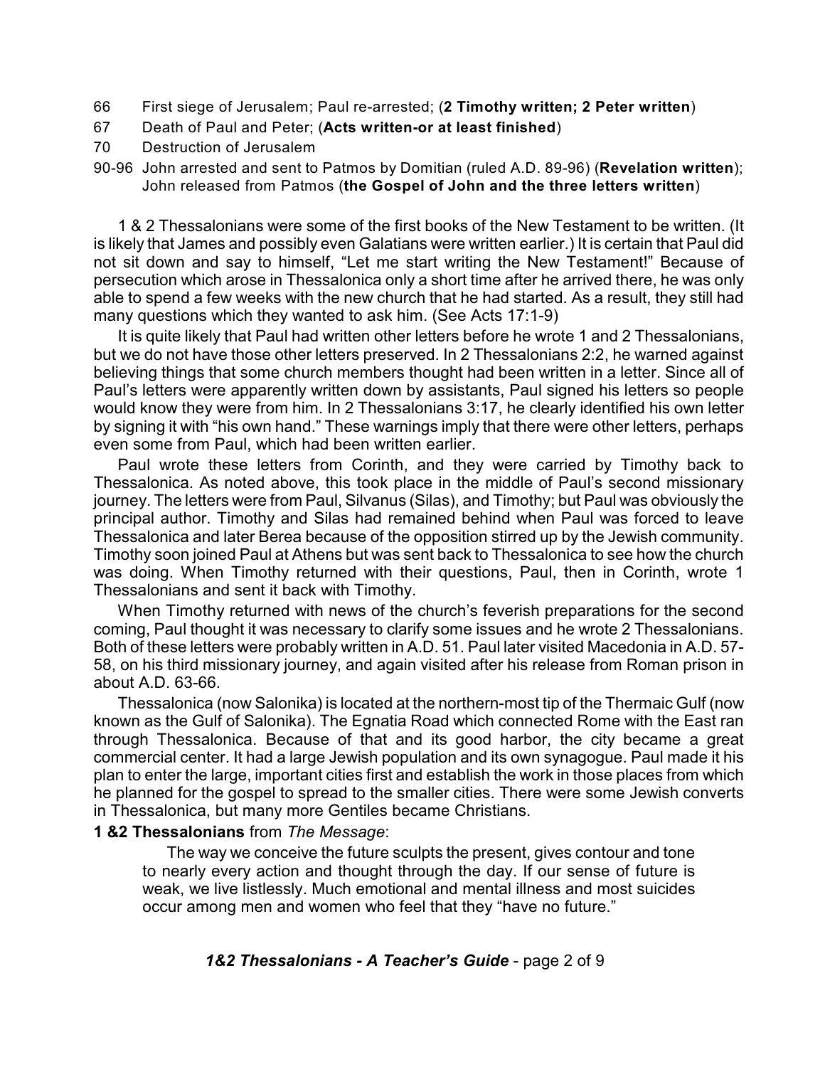66 First siege of Jerusalem; Paul re-arrested; (**2 Timothy written; 2 Peter written**)

67 Death of Paul and Peter; (**Acts written-or at least finished**)

70 Destruction of Jerusalem

90-96 John arrested and sent to Patmos by Domitian (ruled A.D. 89-96) (**Revelation written**); John released from Patmos (**the Gospel of John and the three letters written**)

1 & 2 Thessalonians were some of the first books of the New Testament to be written. (It is likely that James and possibly even Galatians were written earlier.) It is certain that Paul did not sit down and say to himself, "Let me start writing the New Testament!" Because of persecution which arose in Thessalonica only a short time after he arrived there, he was only able to spend a few weeks with the new church that he had started. As a result, they still had many questions which they wanted to ask him. (See Acts 17:1-9)

It is quite likely that Paul had written other letters before he wrote 1 and 2 Thessalonians, but we do not have those other letters preserved. In 2 Thessalonians 2:2, he warned against believing things that some church members thought had been written in a letter. Since all of Paul's letters were apparently written down by assistants, Paul signed his letters so people would know they were from him. In 2 Thessalonians 3:17, he clearly identified his own letter by signing it with "his own hand." These warnings imply that there were other letters, perhaps even some from Paul, which had been written earlier.

Paul wrote these letters from Corinth, and they were carried by Timothy back to Thessalonica. As noted above, this took place in the middle of Paul's second missionary journey. The letters were from Paul, Silvanus (Silas), and Timothy; but Paul was obviously the principal author. Timothy and Silas had remained behind when Paul was forced to leave Thessalonica and later Berea because of the opposition stirred up by the Jewish community. Timothy soon joined Paul at Athens but was sent back to Thessalonica to see how the church was doing. When Timothy returned with their questions, Paul, then in Corinth, wrote 1 Thessalonians and sent it back with Timothy.

When Timothy returned with news of the church's feverish preparations for the second coming, Paul thought it was necessary to clarify some issues and he wrote 2 Thessalonians. Both of these letters were probably written in A.D. 51. Paul later visited Macedonia in A.D. 57-58, on his third missionary journey, and again visited after his release from Roman prison in about A.D. 63-66.

Thessalonica (now Salonika) is located at the northern-most tip of the Thermaic Gulf (now known as the Gulf of Salonika). The Egnatia Road which connected Rome with the East ran through Thessalonica. Because of that and its good harbor, the city became a great commercial center. It had a large Jewish population and its own synagogue. Paul made it his plan to enter the large, important cities first and establish the work in those places from which he planned for the gospel to spread to the smaller cities. There were some Jewish converts in Thessalonica, but many more Gentiles became Christians.

**1 &2 Thessalonians** from *The Message*:

> The way we conceive the future sculpts the present, gives contour and tone to nearly every action and thought through the day. If our sense of future is weak, we live listlessly. Much emotional and mental illness and most suicides occur among men and women who feel that they "have no future."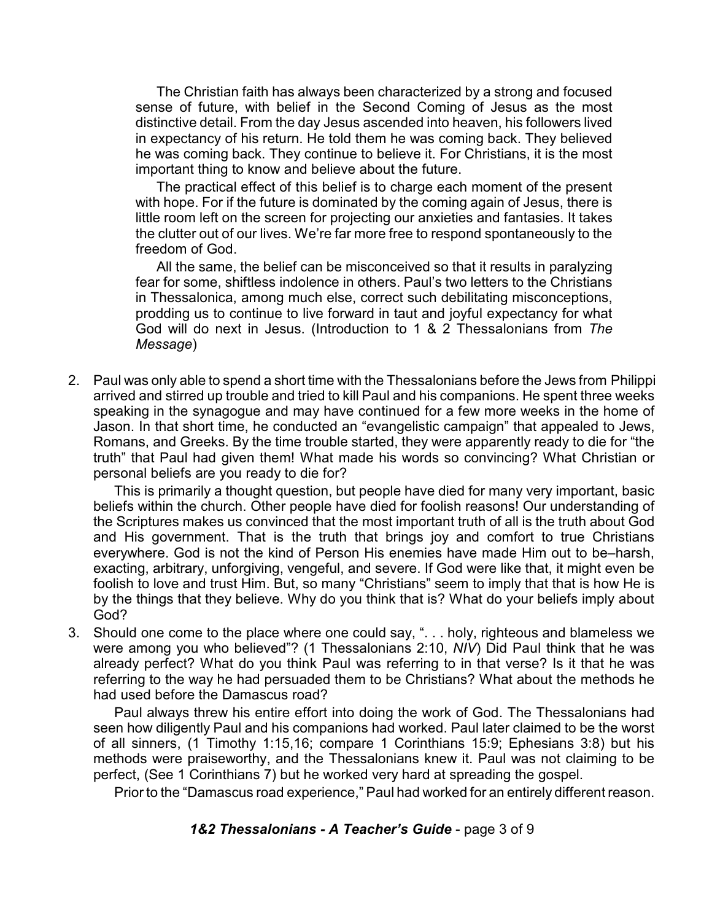The Christian faith has always been characterized by a strong and focused sense of future, with belief in the Second Coming of Jesus as the most distinctive detail. From the day Jesus ascended into heaven, his followers lived in expectancy of his return. He told them he was coming back. They believed he was coming back. They continue to believe it. For Christians, it is the most important thing to know and believe about the future.

The practical effect of this belief is to charge each moment of the present with hope. For if the future is dominated by the coming again of Jesus, there is little room left on the screen for projecting our anxieties and fantasies. It takes the clutter out of our lives. We're far more free to respond spontaneously to the freedom of God.

All the same, the belief can be misconceived so that it results in paralyzing fear for some, shiftless indolence in others. Paul's two letters to the Christians in Thessalonica, among much else, correct such debilitating misconceptions, prodding us to continue to live forward in taut and joyful expectancy for what God will do next in Jesus. (Introduction to 1 & 2 Thessalonians from *The Message*)

2. Paul was only able to spend a short time with the Thessalonians before the Jews from Philippi arrived and stirred up trouble and tried to kill Paul and his companions. He spent three weeks speaking in the synagogue and may have continued for a few more weeks in the home of Jason. In that short time, he conducted an "evangelistic campaign" that appealed to Jews, Romans, and Greeks. By the time trouble started, they were apparently ready to die for "the truth" that Paul had given them! What made his words so convincing? What Christian or personal beliefs are you ready to die for?

   This is primarily a thought question, but people have died for many very important, basic beliefs within the church. Other people have died for foolish reasons! Our understanding of the Scriptures makes us convinced that the most important truth of all is the truth about God and His government. That is the truth that brings joy and comfort to true Christians everywhere. God is not the kind of Person His enemies have made Him out to be–harsh, exacting, arbitrary, unforgiving, vengeful, and severe. If God were like that, it might even be foolish to love and trust Him. But, so many "Christians" seem to imply that that is how He is by the things that they believe. Why do you think that is? What do your beliefs imply about God?

3. Should one come to the place where one could say, ". . . holy, righteous and blameless we were among you who believed"? (1 Thessalonians 2:10, *NIV*) Did Paul think that he was already perfect? What do you think Paul was referring to in that verse? Is it that he was referring to the way he had persuaded them to be Christians? What about the methods he had used before the Damascus road?

   Paul always threw his entire effort into doing the work of God. The Thessalonians had seen how diligently Paul and his companions had worked. Paul later claimed to be the worst of all sinners, (1 Timothy 1:15,16; compare 1 Corinthians 15:9; Ephesians 3:8) but his methods were praiseworthy, and the Thessalonians knew it. Paul was not claiming to be perfect, (See 1 Corinthians 7) but he worked very hard at spreading the gospel.

   Prior to the "Damascus road experience," Paul had worked for an entirely different reason.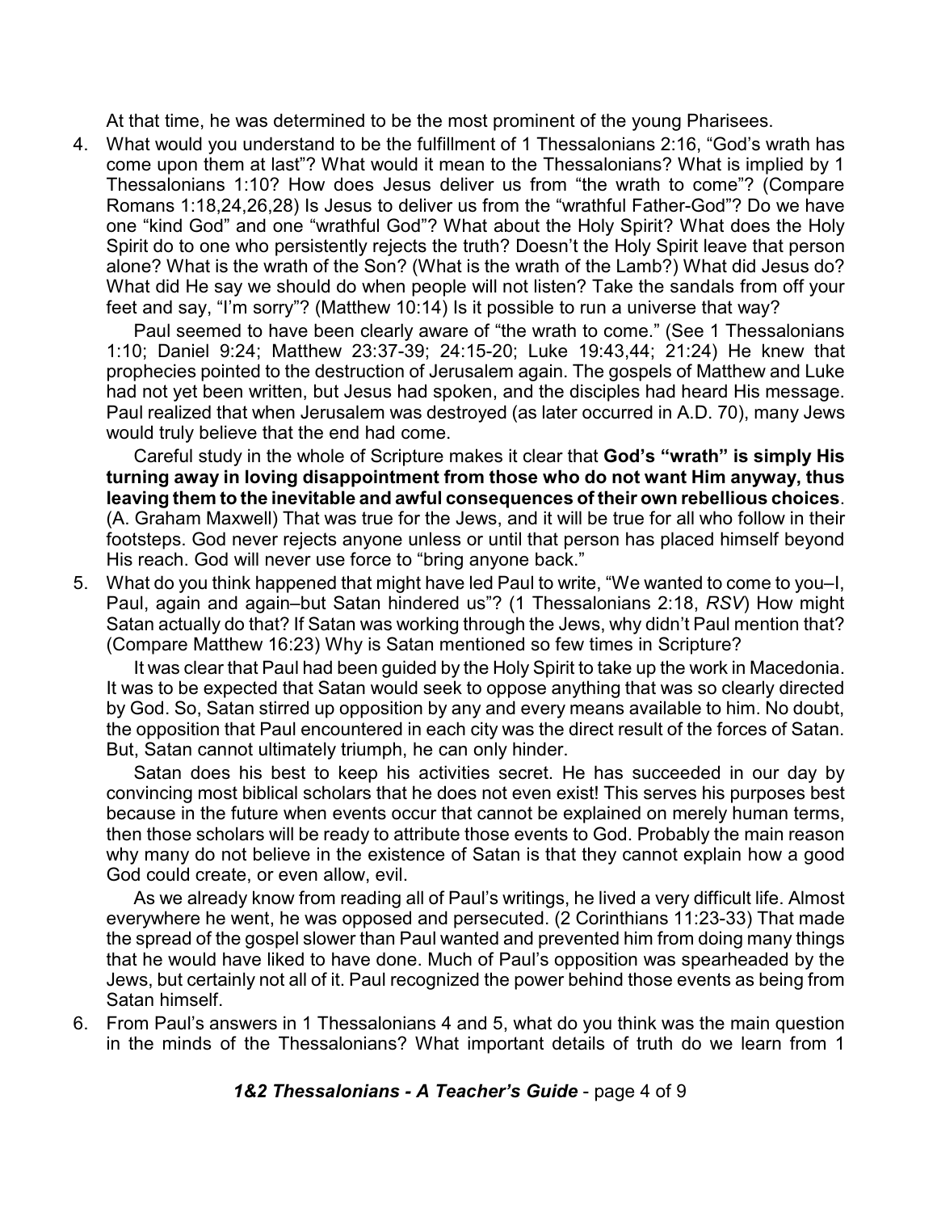At that time, he was determined to be the most prominent of the young Pharisees.

4. What would you understand to be the fulfillment of 1 Thessalonians 2:16, "God's wrath has come upon them at last"? What would it mean to the Thessalonians? What is implied by 1 Thessalonians 1:10? How does Jesus deliver us from "the wrath to come"? (Compare Romans 1:18,24,26,28) Is Jesus to deliver us from the "wrathful Father-God"? Do we have one "kind God" and one "wrathful God"? What about the Holy Spirit? What does the Holy Spirit do to one who persistently rejects the truth? Doesn't the Holy Spirit leave that person alone? What is the wrath of the Son? (What is the wrath of the Lamb?) What did Jesus do? What did He say we should do when people will not listen? Take the sandals from off your feet and say, "I'm sorry"? (Matthew 10:14) Is it possible to run a universe that way?

   Paul seemed to have been clearly aware of "the wrath to come." (See 1 Thessalonians 1:10; Daniel 9:24; Matthew 23:37-39; 24:15-20; Luke 19:43,44; 21:24) He knew that prophecies pointed to the destruction of Jerusalem again. The gospels of Matthew and Luke had not yet been written, but Jesus had spoken, and the disciples had heard His message. Paul realized that when Jerusalem was destroyed (as later occurred in A.D. 70), many Jews would truly believe that the end had come.

   Careful study in the whole of Scripture makes it clear that **God's "wrath" is simply His turning away in loving disappointment from those who do not want Him anyway, thus leaving them to the inevitable and awful consequences of their own rebellious choices**. (A. Graham Maxwell) That was true for the Jews, and it will be true for all who follow in their footsteps. God never rejects anyone unless or until that person has placed himself beyond His reach. God will never use force to "bring anyone back."

5. What do you think happened that might have led Paul to write, "We wanted to come to you–I, Paul, again and again–but Satan hindered us"? (1 Thessalonians 2:18, *RSV*) How might Satan actually do that? If Satan was working through the Jews, why didn't Paul mention that? (Compare Matthew 16:23) Why is Satan mentioned so few times in Scripture?

   It was clear that Paul had been guided by the Holy Spirit to take up the work in Macedonia. It was to be expected that Satan would seek to oppose anything that was so clearly directed by God. So, Satan stirred up opposition by any and every means available to him. No doubt, the opposition that Paul encountered in each city was the direct result of the forces of Satan. But, Satan cannot ultimately triumph, he can only hinder.

   Satan does his best to keep his activities secret. He has succeeded in our day by convincing most biblical scholars that he does not even exist! This serves his purposes best because in the future when events occur that cannot be explained on merely human terms, then those scholars will be ready to attribute those events to God. Probably the main reason why many do not believe in the existence of Satan is that they cannot explain how a good God could create, or even allow, evil.

   As we already know from reading all of Paul's writings, he lived a very difficult life. Almost everywhere he went, he was opposed and persecuted. (2 Corinthians 11:23-33) That made the spread of the gospel slower than Paul wanted and prevented him from doing many things that he would have liked to have done. Much of Paul's opposition was spearheaded by the Jews, but certainly not all of it. Paul recognized the power behind those events as being from Satan himself.

6. From Paul's answers in 1 Thessalonians 4 and 5, what do you think was the main question in the minds of the Thessalonians? What important details of truth do we learn from 1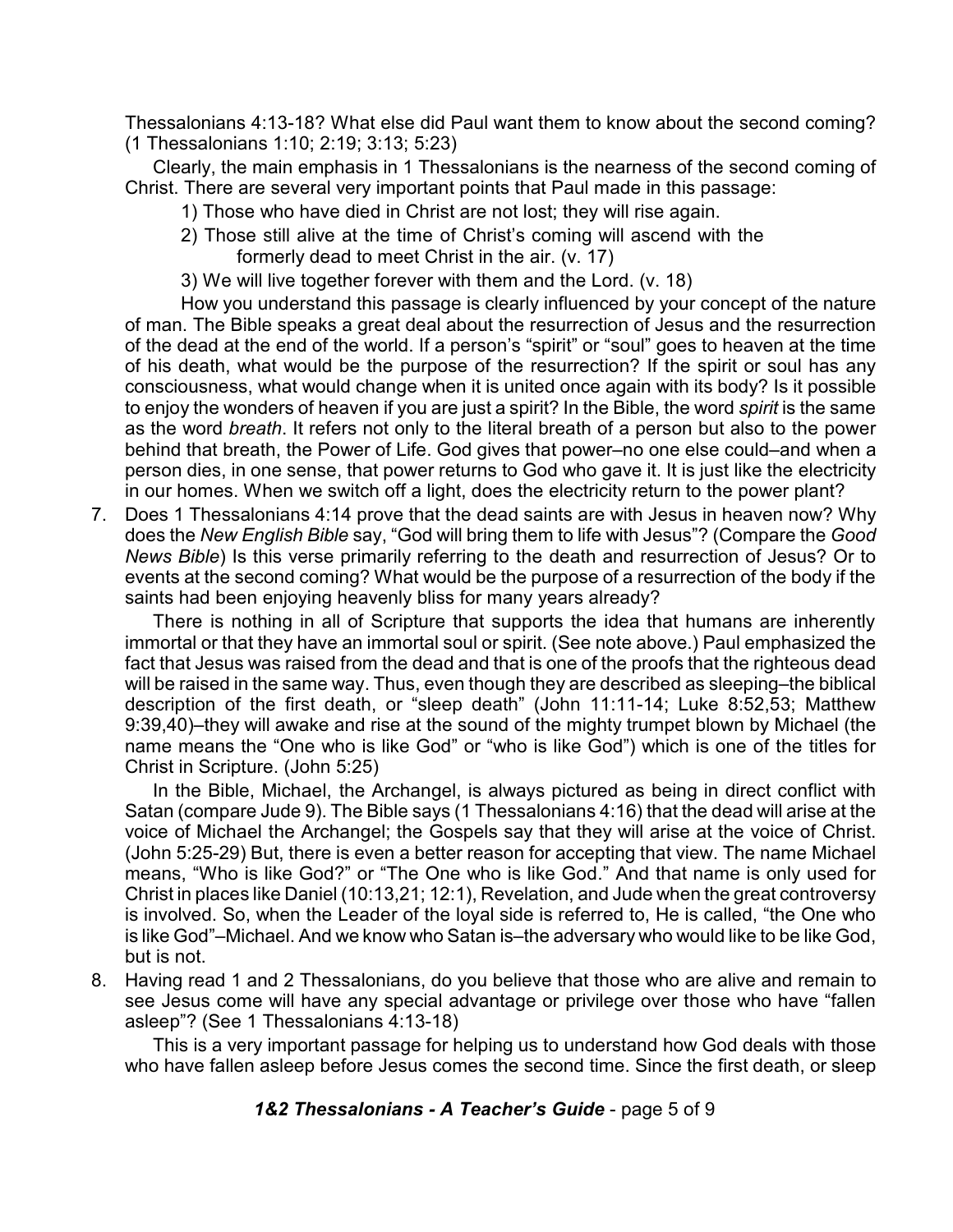Thessalonians 4:13-18? What else did Paul want them to know about the second coming? (1 Thessalonians 1:10; 2:19; 3:13; 5:23)

Clearly, the main emphasis in 1 Thessalonians is the nearness of the second coming of Christ. There are several very important points that Paul made in this passage:

1) Those who have died in Christ are not lost; they will rise again.
2) Those still alive at the time of Christ's coming will ascend with the formerly dead to meet Christ in the air. (v. 17)
3) We will live together forever with them and the Lord. (v. 18)

How you understand this passage is clearly influenced by your concept of the nature of man. The Bible speaks a great deal about the resurrection of Jesus and the resurrection of the dead at the end of the world. If a person's "spirit" or "soul" goes to heaven at the time of his death, what would be the purpose of the resurrection? If the spirit or soul has any consciousness, what would change when it is united once again with its body? Is it possible to enjoy the wonders of heaven if you are just a spirit? In the Bible, the word *spirit* is the same as the word *breath*. It refers not only to the literal breath of a person but also to the power behind that breath, the Power of Life. God gives that power–no one else could–and when a person dies, in one sense, that power returns to God who gave it. It is just like the electricity in our homes. When we switch off a light, does the electricity return to the power plant?

7. Does 1 Thessalonians 4:14 prove that the dead saints are with Jesus in heaven now? Why does the *New English Bible* say, "God will bring them to life with Jesus"? (Compare the *Good News Bible*) Is this verse primarily referring to the death and resurrection of Jesus? Or to events at the second coming? What would be the purpose of a resurrection of the body if the saints had been enjoying heavenly bliss for many years already?

   There is nothing in all of Scripture that supports the idea that humans are inherently immortal or that they have an immortal soul or spirit. (See note above.) Paul emphasized the fact that Jesus was raised from the dead and that is one of the proofs that the righteous dead will be raised in the same way. Thus, even though they are described as sleeping–the biblical description of the first death, or "sleep death" (John 11:11-14; Luke 8:52,53; Matthew 9:39,40)–they will awake and rise at the sound of the mighty trumpet blown by Michael (the name means the "One who is like God" or "who is like God") which is one of the titles for Christ in Scripture. (John 5:25)

   In the Bible, Michael, the Archangel, is always pictured as being in direct conflict with Satan (compare Jude 9). The Bible says (1 Thessalonians 4:16) that the dead will arise at the voice of Michael the Archangel; the Gospels say that they will arise at the voice of Christ. (John 5:25-29) But, there is even a better reason for accepting that view. The name Michael means, "Who is like God?" or "The One who is like God." And that name is only used for Christ in places like Daniel (10:13,21; 12:1), Revelation, and Jude when the great controversy is involved. So, when the Leader of the loyal side is referred to, He is called, "the One who is like God"–Michael. And we know who Satan is–the adversary who would like to be like God, but is not.

8. Having read 1 and 2 Thessalonians, do you believe that those who are alive and remain to see Jesus come will have any special advantage or privilege over those who have "fallen asleep"? (See 1 Thessalonians 4:13-18)

   This is a very important passage for helping us to understand how God deals with those who have fallen asleep before Jesus comes the second time. Since the first death, or sleep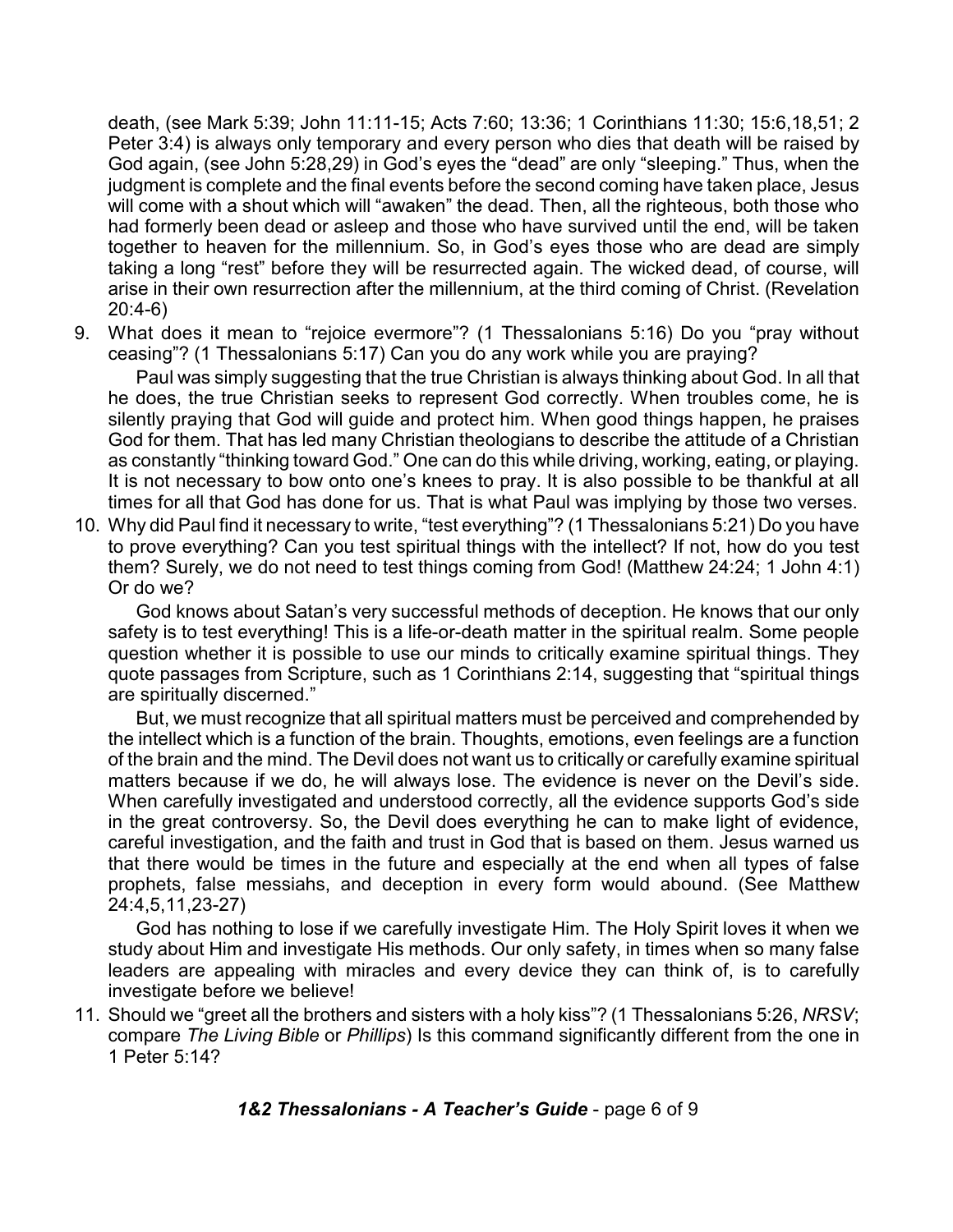death, (see Mark 5:39; John 11:11-15; Acts 7:60; 13:36; 1 Corinthians 11:30; 15:6,18,51; 2 Peter 3:4) is always only temporary and every person who dies that death will be raised by God again, (see John 5:28,29) in God's eyes the "dead" are only "sleeping." Thus, when the judgment is complete and the final events before the second coming have taken place, Jesus will come with a shout which will "awaken" the dead. Then, all the righteous, both those who had formerly been dead or asleep and those who have survived until the end, will be taken together to heaven for the millennium. So, in God's eyes those who are dead are simply taking a long "rest" before they will be resurrected again. The wicked dead, of course, will arise in their own resurrection after the millennium, at the third coming of Christ. (Revelation 20:4-6)

9. What does it mean to "rejoice evermore"? (1 Thessalonians 5:16) Do you "pray without ceasing"? (1 Thessalonians 5:17) Can you do any work while you are praying?

   Paul was simply suggesting that the true Christian is always thinking about God. In all that he does, the true Christian seeks to represent God correctly. When troubles come, he is silently praying that God will guide and protect him. When good things happen, he praises God for them. That has led many Christian theologians to describe the attitude of a Christian as constantly "thinking toward God." One can do this while driving, working, eating, or playing. It is not necessary to bow onto one's knees to pray. It is also possible to be thankful at all times for all that God has done for us. That is what Paul was implying by those two verses.

10. Why did Paul find it necessary to write, "test everything"? (1 Thessalonians 5:21) Do you have to prove everything? Can you test spiritual things with the intellect? If not, how do you test them? Surely, we do not need to test things coming from God! (Matthew 24:24; 1 John 4:1) Or do we?

    God knows about Satan's very successful methods of deception. He knows that our only safety is to test everything! This is a life-or-death matter in the spiritual realm. Some people question whether it is possible to use our minds to critically examine spiritual things. They quote passages from Scripture, such as 1 Corinthians 2:14, suggesting that "spiritual things are spiritually discerned."

    But, we must recognize that all spiritual matters must be perceived and comprehended by the intellect which is a function of the brain. Thoughts, emotions, even feelings are a function of the brain and the mind. The Devil does not want us to critically or carefully examine spiritual matters because if we do, he will always lose. The evidence is never on the Devil's side. When carefully investigated and understood correctly, all the evidence supports God's side in the great controversy. So, the Devil does everything he can to make light of evidence, careful investigation, and the faith and trust in God that is based on them. Jesus warned us that there would be times in the future and especially at the end when all types of false prophets, false messiahs, and deception in every form would abound. (See Matthew 24:4,5,11,23-27)

    God has nothing to lose if we carefully investigate Him. The Holy Spirit loves it when we study about Him and investigate His methods. Our only safety, in times when so many false leaders are appealing with miracles and every device they can think of, is to carefully investigate before we believe!

11. Should we "greet all the brothers and sisters with a holy kiss"? (1 Thessalonians 5:26, *NRSV*; compare *The Living Bible* or *Phillips*) Is this command significantly different from the one in 1 Peter 5:14?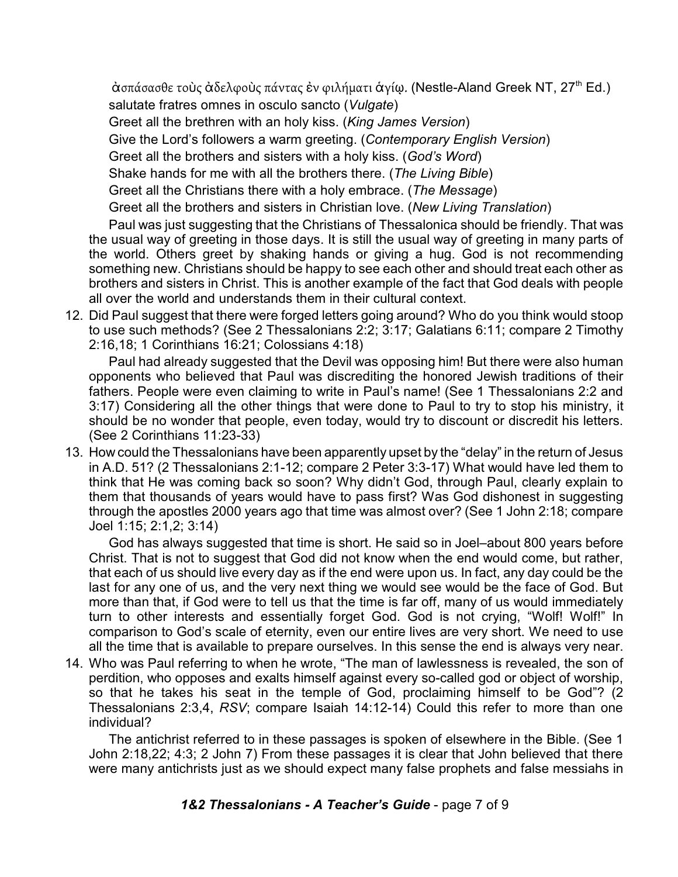ἀσπάσασθε τοὺς ἀδελφοὺς πάντας ἐν φιλήματι ἁγίῳ. (Nestle-Aland Greek NT, 27th Ed.)
salutate fratres omnes in osculo sancto (*Vulgate*)
Greet all the brethren with an holy kiss. (*King James Version*)
Give the Lord's followers a warm greeting. (*Contemporary English Version*)
Greet all the brothers and sisters with a holy kiss. (*God's Word*)
Shake hands for me with all the brothers there. (*The Living Bible*)
Greet all the Christians there with a holy embrace. (*The Message*)
Greet all the brothers and sisters in Christian love. (*New Living Translation*)

Paul was just suggesting that the Christians of Thessalonica should be friendly. That was the usual way of greeting in those days. It is still the usual way of greeting in many parts of the world. Others greet by shaking hands or giving a hug. God is not recommending something new. Christians should be happy to see each other and should treat each other as brothers and sisters in Christ. This is another example of the fact that God deals with people all over the world and understands them in their cultural context.

12. Did Paul suggest that there were forged letters going around? Who do you think would stoop to use such methods? (See 2 Thessalonians 2:2; 3:17; Galatians 6:11; compare 2 Timothy 2:16,18; 1 Corinthians 16:21; Colossians 4:18)

    Paul had already suggested that the Devil was opposing him! But there were also human opponents who believed that Paul was discrediting the honored Jewish traditions of their fathers. People were even claiming to write in Paul's name! (See 1 Thessalonians 2:2 and 3:17) Considering all the other things that were done to Paul to try to stop his ministry, it should be no wonder that people, even today, would try to discount or discredit his letters. (See 2 Corinthians 11:23-33)

13. How could the Thessalonians have been apparently upset by the "delay" in the return of Jesus in A.D. 51? (2 Thessalonians 2:1-12; compare 2 Peter 3:3-17) What would have led them to think that He was coming back so soon? Why didn't God, through Paul, clearly explain to them that thousands of years would have to pass first? Was God dishonest in suggesting through the apostles 2000 years ago that time was almost over? (See 1 John 2:18; compare Joel 1:15; 2:1,2; 3:14)

    God has always suggested that time is short. He said so in Joel–about 800 years before Christ. That is not to suggest that God did not know when the end would come, but rather, that each of us should live every day as if the end were upon us. In fact, any day could be the last for any one of us, and the very next thing we would see would be the face of God. But more than that, if God were to tell us that the time is far off, many of us would immediately turn to other interests and essentially forget God. God is not crying, "Wolf! Wolf!" In comparison to God's scale of eternity, even our entire lives are very short. We need to use all the time that is available to prepare ourselves. In this sense the end is always very near.

14. Who was Paul referring to when he wrote, "The man of lawlessness is revealed, the son of perdition, who opposes and exalts himself against every so-called god or object of worship, so that he takes his seat in the temple of God, proclaiming himself to be God"? (2 Thessalonians 2:3,4, *RSV*; compare Isaiah 14:12-14) Could this refer to more than one individual?

    The antichrist referred to in these passages is spoken of elsewhere in the Bible. (See 1 John 2:18,22; 4:3; 2 John 7) From these passages it is clear that John believed that there were many antichrists just as we should expect many false prophets and false messiahs in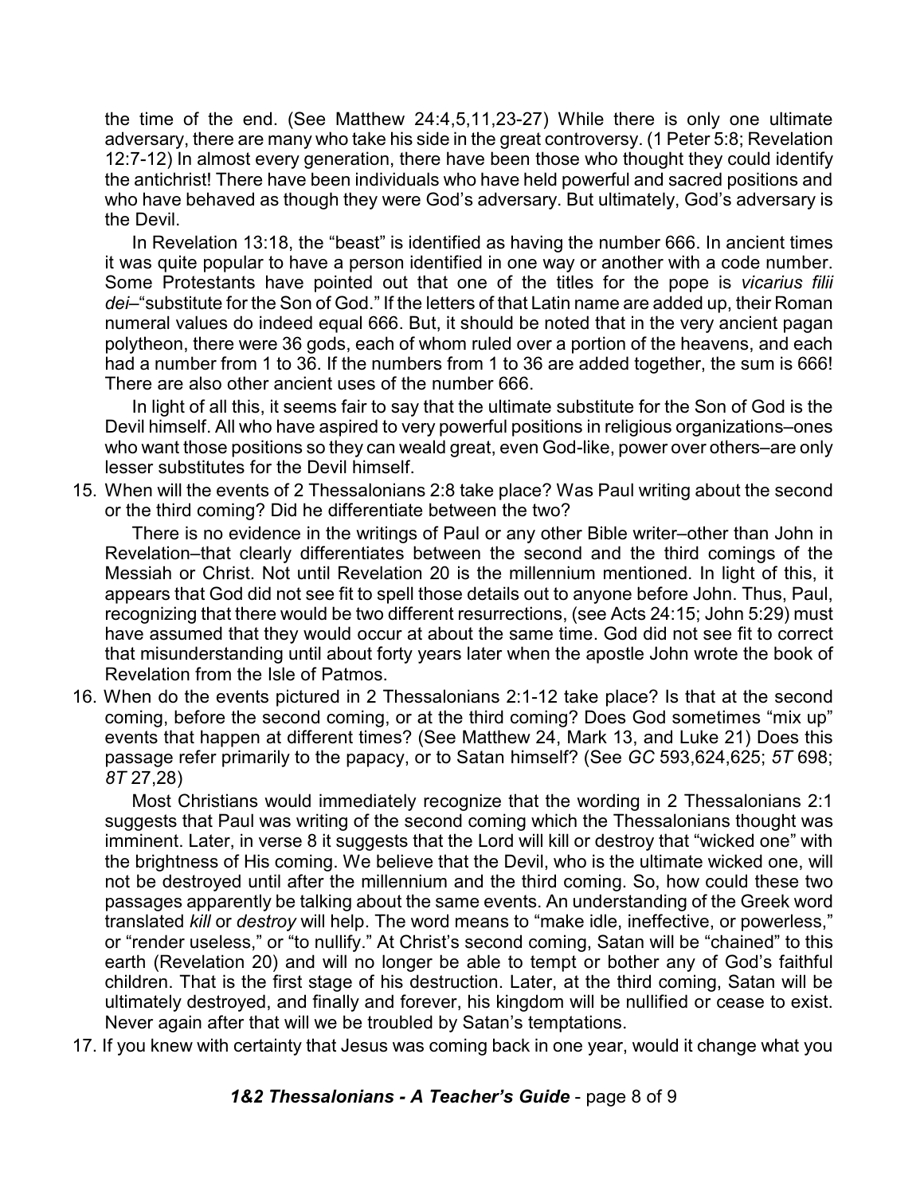the time of the end. (See Matthew 24:4,5,11,23-27) While there is only one ultimate adversary, there are many who take his side in the great controversy. (1 Peter 5:8; Revelation 12:7-12) In almost every generation, there have been those who thought they could identify the antichrist! There have been individuals who have held powerful and sacred positions and who have behaved as though they were God's adversary. But ultimately, God's adversary is the Devil.

In Revelation 13:18, the "beast" is identified as having the number 666. In ancient times it was quite popular to have a person identified in one way or another with a code number. Some Protestants have pointed out that one of the titles for the pope is *vicarius filii dei*–"substitute for the Son of God." If the letters of that Latin name are added up, their Roman numeral values do indeed equal 666. But, it should be noted that in the very ancient pagan polytheon, there were 36 gods, each of whom ruled over a portion of the heavens, and each had a number from 1 to 36. If the numbers from 1 to 36 are added together, the sum is 666! There are also other ancient uses of the number 666.

In light of all this, it seems fair to say that the ultimate substitute for the Son of God is the Devil himself. All who have aspired to very powerful positions in religious organizations–ones who want those positions so they can weald great, even God-like, power over others–are only lesser substitutes for the Devil himself.

15. When will the events of 2 Thessalonians 2:8 take place? Was Paul writing about the second or the third coming? Did he differentiate between the two?

    There is no evidence in the writings of Paul or any other Bible writer–other than John in Revelation–that clearly differentiates between the second and the third comings of the Messiah or Christ. Not until Revelation 20 is the millennium mentioned. In light of this, it appears that God did not see fit to spell those details out to anyone before John. Thus, Paul, recognizing that there would be two different resurrections, (see Acts 24:15; John 5:29) must have assumed that they would occur at about the same time. God did not see fit to correct that misunderstanding until about forty years later when the apostle John wrote the book of Revelation from the Isle of Patmos.

16. When do the events pictured in 2 Thessalonians 2:1-12 take place? Is that at the second coming, before the second coming, or at the third coming? Does God sometimes "mix up" events that happen at different times? (See Matthew 24, Mark 13, and Luke 21) Does this passage refer primarily to the papacy, or to Satan himself? (See *GC* 593,624,625; *5T* 698; *8T* 27,28)

    Most Christians would immediately recognize that the wording in 2 Thessalonians 2:1 suggests that Paul was writing of the second coming which the Thessalonians thought was imminent. Later, in verse 8 it suggests that the Lord will kill or destroy that "wicked one" with the brightness of His coming. We believe that the Devil, who is the ultimate wicked one, will not be destroyed until after the millennium and the third coming. So, how could these two passages apparently be talking about the same events. An understanding of the Greek word translated *kill* or *destroy* will help. The word means to "make idle, ineffective, or powerless," or "render useless," or "to nullify." At Christ's second coming, Satan will be "chained" to this earth (Revelation 20) and will no longer be able to tempt or bother any of God's faithful children. That is the first stage of his destruction. Later, at the third coming, Satan will be ultimately destroyed, and finally and forever, his kingdom will be nullified or cease to exist. Never again after that will we be troubled by Satan's temptations.

17. If you knew with certainty that Jesus was coming back in one year, would it change what you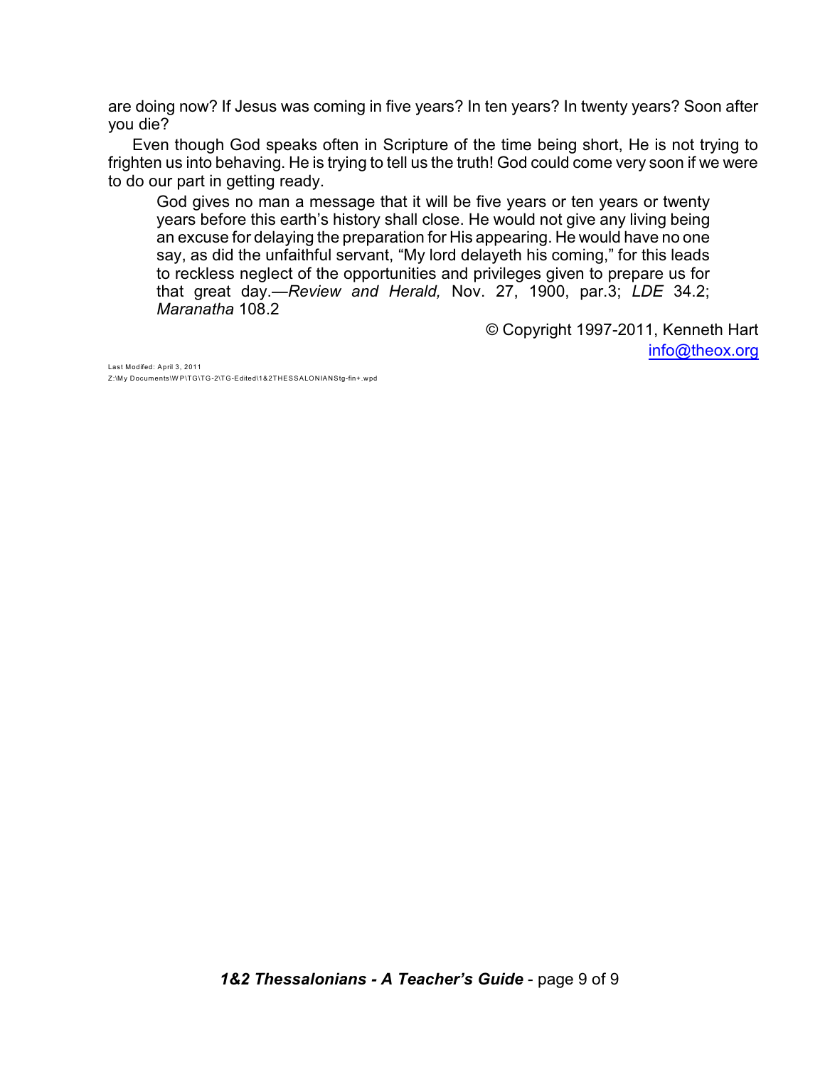are doing now? If Jesus was coming in five years? In ten years? In twenty years? Soon after you die?

Even though God speaks often in Scripture of the time being short, He is not trying to frighten us into behaving. He is trying to tell us the truth! God could come very soon if we were to do our part in getting ready.

> God gives no man a message that it will be five years or ten years or twenty years before this earth's history shall close. He would not give any living being an excuse for delaying the preparation for His appearing. He would have no one say, as did the unfaithful servant, "My lord delayeth his coming," for this leads to reckless neglect of the opportunities and privileges given to prepare us for that great day.—*Review and Herald,* Nov. 27, 1900, par.3; *LDE* 34.2; *Maranatha* 108.2

© Copyright 1997-2011, Kenneth Hart
info@theox.org

Last Modifed: April 3, 2011
Z:\My Documents\WP\TG\TG-2\TG-Edited\1&2THESSALONIANStg-fin+.wpd